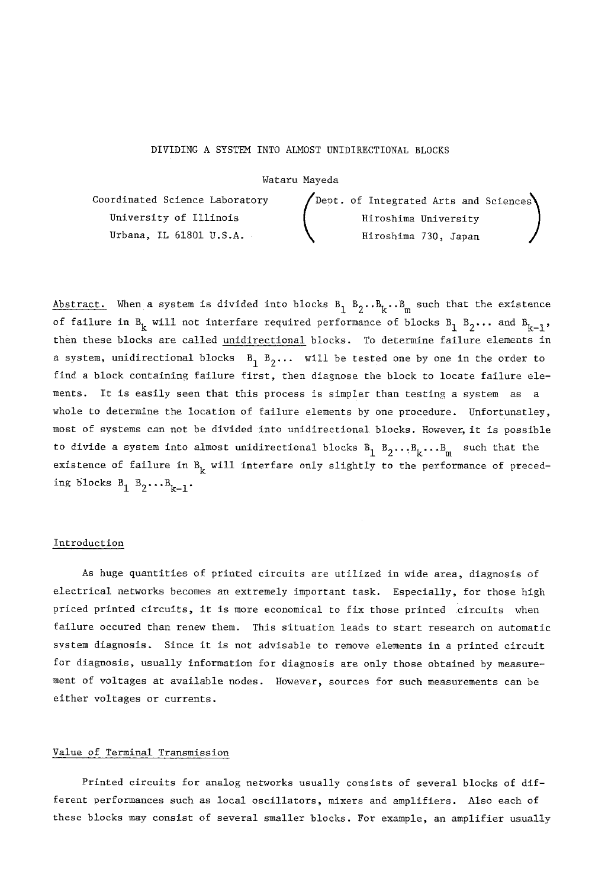# DIVIDING A SYSTEM INTO ALMOST UNIDIRECTIONAL BLOCKS

Wataru Mayeda

Coordinated Science Laboratory
University of Illinois
Urbana, IL 61801 U.S.A.

(Dept. of Integrated Arts and Sciences
Hiroshima University
Hiroshima 730, Japan)

Abstract. When a system is divided into blocks $B_1$ $B_2$..$B_k$..$B_m$ such that the existence of failure in $B_k$ will not interfare required performance of blocks $B_1$ $B_2$... and $B_{k-1}$, then these blocks are called unidirectional blocks. To determine failure elements in a system, unidirectional blocks $B_1$ $B_2$... will be tested one by one in the order to find a block containing failure first, then diagnose the block to locate failure elements. It is easily seen that this process is simpler than testing a system as a whole to determine the location of failure elements by one procedure. Unfortunatley, most of systems can not be divided into unidirectional blocks. However, it is possible to divide a system into almost unidirectional blocks $B_1$ $B_2$...$B_k$...$B_m$ such that the existence of failure in $B_k$ will interfare only slightly to the performance of preceding blocks $B_1$ $B_2$...$B_{k-1}$.

## Introduction

As huge quantities of printed circuits are utilized in wide area, diagnosis of electrical networks becomes an extremely important task. Especially, for those high priced printed circuits, it is more economical to fix those printed circuits when failure occured than renew them. This situation leads to start research on automatic system diagnosis. Since it is not advisable to remove elements in a printed circuit for diagnosis, usually information for diagnosis are only those obtained by measurement of voltages at available nodes. However, sources for such measurements can be either voltages or currents.

## Value of Terminal Transmission

Printed circuits for analog networks usually consists of several blocks of different performances such as local oscillators, mixers and amplifiers. Also each of these blocks may consist of several smaller blocks. For example, an amplifier usually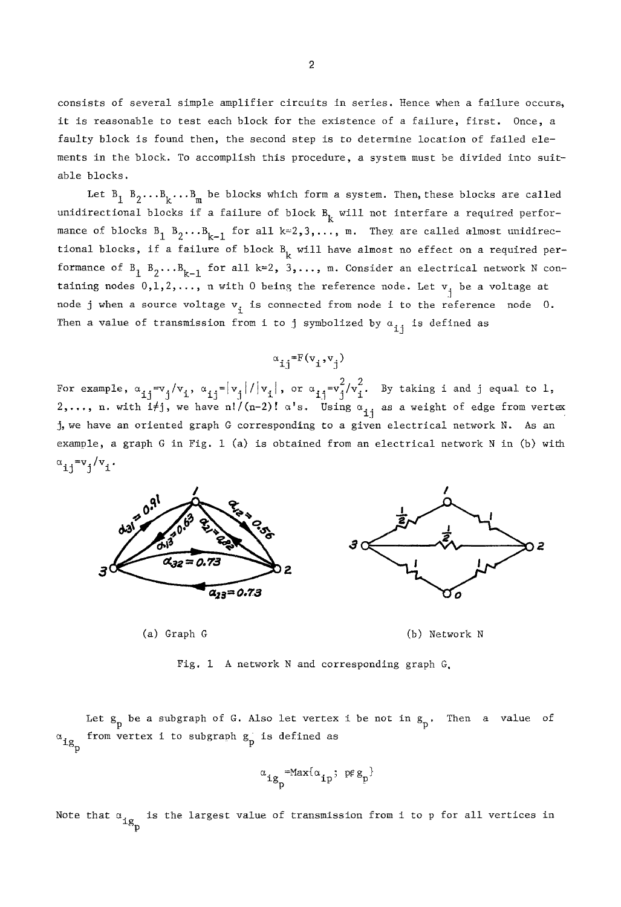consists of several simple amplifier circuits in series. Hence when a failure occurs, it is reasonable to test each block for the existence of a failure, first. Once, a faulty block is found then, the second step is to determine location of failed elements in the block. To accomplish this procedure, a system must be divided into suitable blocks.

Let $B_1\ B_2 \ldots B_k \ldots B_m$ be blocks which form a system. Then, these blocks are called unidirectional blocks if a failure of block $B_k$ will not interfare a required performance of blocks $B_1\ B_2 \ldots B_{k-1}$ for all $k=2,3,\ldots,\ m$. They are called almost unidirectional blocks, if a failure of block $B_k$ will have almost no effect on a required performance of $B_1\ B_2 \ldots B_{k-1}$ for all $k=2,\ 3,\ldots,\ m$. Consider an electrical network N containing nodes $0,1,2,\ldots,\ n$ with 0 being the reference node. Let $v_j$ be a voltage at node j when a source voltage $v_i$ is connected from node i to the reference node 0. Then a value of transmission from i to j symbolized by $\alpha_{ij}$ is defined as

$$\alpha_{ij}=F(v_i,v_j)$$

For example, $\alpha_{ij}=v_j/v_i$, $\alpha_{ij}=|v_j|/|v_i|$, or $\alpha_{ij}=v_j^2/v_i^2$. By taking i and j equal to 1, 2,..., n. with $i\neq j$, we have $n!/(n-2)!$ $\alpha$'s. Using $\alpha_{ij}$ as a weight of edge from vertex j, we have an oriented graph G corresponding to a given electrical network N. As an example, a graph G in Fig. 1 (a) is obtained from an electrical network N in (b) with $\alpha_{ij}=v_j/v_i$.

(a) Graph G (b) Network N

Fig. 1 A network N and corresponding graph G.

Let $g_p$ be a subgraph of G. Also let vertex i be not in $g_p$. Then a value of $\alpha_{ig_p}$ from vertex i to subgraph $g_p$ is defined as

$$\alpha_{ig_p}=\mathrm{Max}\{\alpha_{ip};\ p\in g_p\}$$

Note that $\alpha_{ig_p}$ is the largest value of transmission from i to p for all vertices in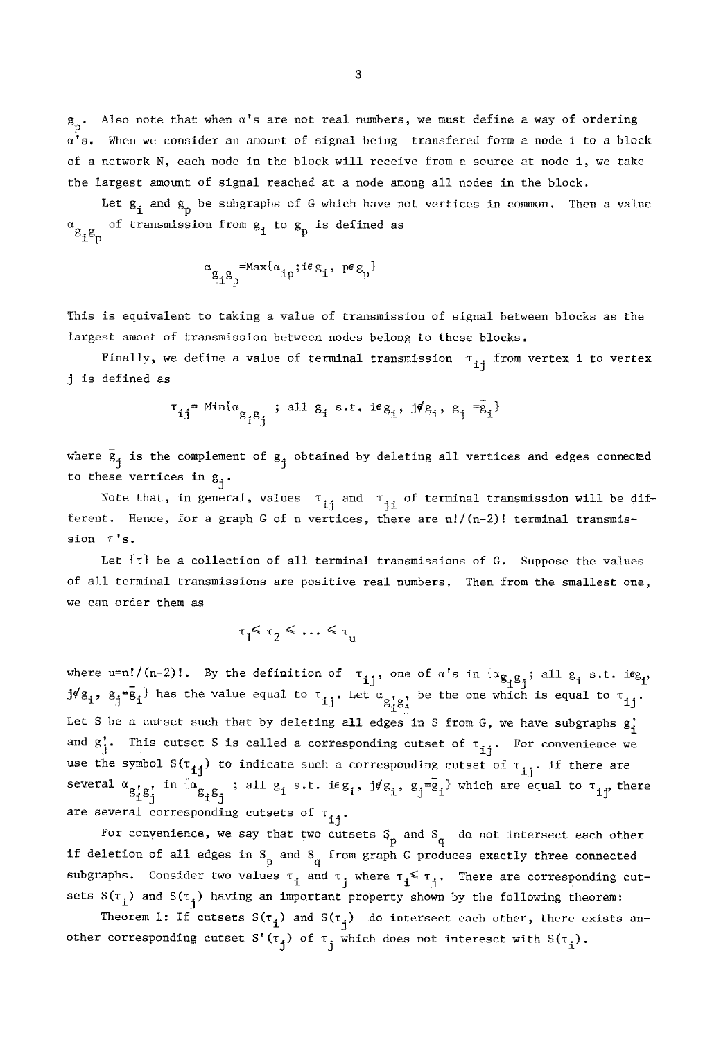$g_p$. Also note that when $\alpha$'s are not real numbers, we must define a way of ordering $\alpha$'s. When we consider an amount of signal being transfered form a node i to a block of a network N, each node in the block will receive from a source at node i, we take the largest amount of signal reached at a node among all nodes in the block.

Let $g_i$ and $g_p$ be subgraphs of G which have not vertices in common. Then a value $\alpha_{g_i g_p}$ of transmission from $g_i$ to $g_p$ is defined as

$$\alpha_{g_i g_p} = \mathrm{Max}\{\alpha_{ip}; i \in g_i,\ p \in g_p\}$$

This is equivalent to taking a value of transmission of signal between blocks as the largest amont of transmission between nodes belong to these blocks.

Finally, we define a value of terminal transmission $\tau_{ij}$ from vertex i to vertex j is defined as

$$\tau_{ij} = \mathrm{Min}\{\alpha_{g_i g_j}\ ;\ \text{all } g_i \text{ s.t. } i \in g_i,\ j \notin g_i,\ g_j = \bar{g}_i\}$$

where $\bar{g}_j$ is the complement of $g_j$ obtained by deleting all vertices and edges connected to these vertices in $g_j$.

Note that, in general, values $\tau_{ij}$ and $\tau_{ji}$ of terminal transmission will be different. Hence, for a graph G of n vertices, there are $n!/(n-2)!$ terminal transmission $\tau$'s.

Let $\{\tau\}$ be a collection of all terminal transmissions of G. Suppose the values of all terminal transmissions are positive real numbers. Then from the smallest one, we can order them as

$$\tau_1 \leqslant \tau_2 \leqslant \ldots \leqslant \tau_u$$

where $u = n!/(n-2)!$. By the definition of $\tau_{ij}$, one of $\alpha$'s in $\{\alpha_{g_i g_j}$; all $g_i$ s.t. $i \in g_i$, $j \notin g_i$, $g_j = \bar{g}_i\}$ has the value equal to $\tau_{ij}$. Let $\alpha_{g_i' g_j'}$ be the one which is equal to $\tau_{ij}$. Let S be a cutset such that by deleting all edges in S from G, we have subgraphs $g_i'$ and $g_j'$. This cutset S is called a corresponding cutset of $\tau_{ij}$. For convenience we use the symbol $S(\tau_{ij})$ to indicate such a corresponding cutset of $\tau_{ij}$. If there are several $\alpha_{g_i' g_j'}$ in $\{\alpha_{g_i g_j}$ ; all $g_i$ s.t. $i \in g_i$, $j \notin g_i$, $g_j = \bar{g}_i\}$ which are equal to $\tau_{ij}$, there are several corresponding cutsets of $\tau_{ij}$.

For convenience, we say that two cutsets $S_p$ and $S_q$ do not intersect each other if deletion of all edges in $S_p$ and $S_q$ from graph G produces exactly three connected subgraphs. Consider two values $\tau_i$ and $\tau_j$ where $\tau_i \leqslant \tau_j$. There are corresponding cutsets $S(\tau_i)$ and $S(\tau_j)$ having an important property shown by the following theorem:

Theorem 1: If cutsets $S(\tau_i)$ and $S(\tau_j)$ do intersect each other, there exists another corresponding cutset $S'(\tau_j)$ of $\tau_j$ which does not interesct with $S(\tau_i)$.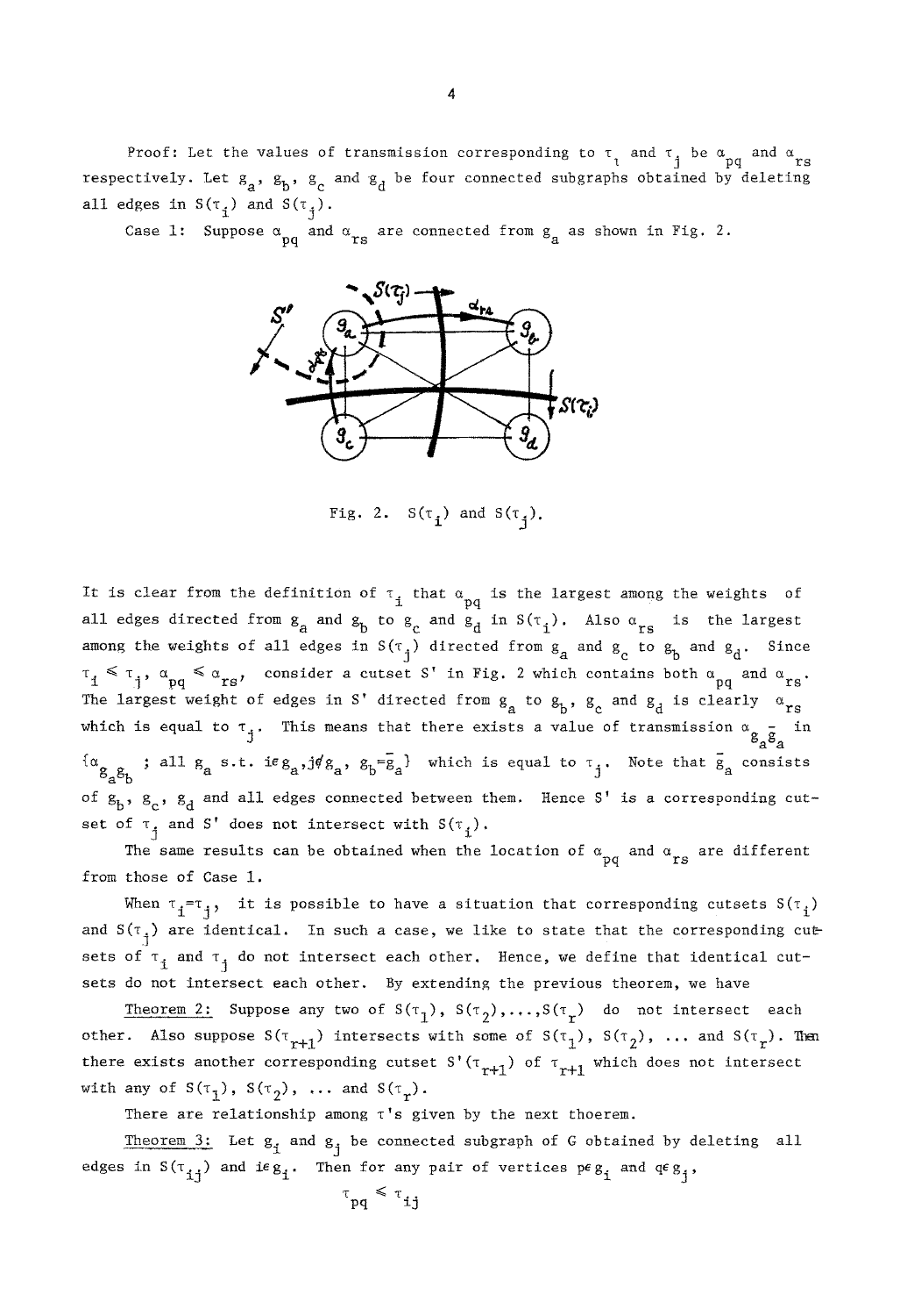Proof: Let the values of transmission corresponding to $\tau_i$ and $\tau_j$ be $\alpha_{pq}$ and $\alpha_{rs}$ respectively. Let $g_a$, $g_b$, $g_c$ and $g_d$ be four connected subgraphs obtained by deleting all edges in $S(\tau_i)$ and $S(\tau_j)$.

Case 1: Suppose $\alpha_{pq}$ and $\alpha_{rs}$ are connected from $g_a$ as shown in Fig. 2.

Fig. 2. $S(\tau_i)$ and $S(\tau_j)$.

It is clear from the definition of $\tau_i$ that $\alpha_{pq}$ is the largest among the weights of all edges directed from $g_a$ and $g_b$ to $g_c$ and $g_d$ in $S(\tau_i)$. Also $\alpha_{rs}$ is the largest among the weights of all edges in $S(\tau_j)$ directed from $g_a$ and $g_c$ to $g_b$ and $g_d$. Since $\tau_i \leq \tau_j$, $\alpha_{pq} \leq \alpha_{rs}$, consider a cutset S' in Fig. 2 which contains both $\alpha_{pq}$ and $\alpha_{rs}$. The largest weight of edges in S' directed from $g_a$ to $g_b$, $g_c$ and $g_d$ is clearly $\alpha_{rs}$ which is equal to $\tau_j$. This means that there exists a value of transmission $\alpha_{g_a\bar{g}_a}$ in $\{\alpha_{g_ag_b}$ ; all $g_a$ s.t. $i \in g_a, j \notin g_a$, $g_b = \bar{g}_a\}$ which is equal to $\tau_j$. Note that $\bar{g}_a$ consists of $g_b$, $g_c$, $g_d$ and all edges connected between them. Hence S' is a corresponding cutset of $\tau_j$ and S' does not intersect with $S(\tau_i)$.

The same results can be obtained when the location of $\alpha_{pq}$ and $\alpha_{rs}$ are different from those of Case 1.

When $\tau_i = \tau_j$, it is possible to have a situation that corresponding cutsets $S(\tau_i)$ and $S(\tau_j)$ are identical. In such a case, we like to state that the corresponding cutsets of $\tau_i$ and $\tau_j$ do not intersect each other. Hence, we define that identical cutsets do not intersect each other. By extending the previous theorem, we have

<u>Theorem 2:</u> Suppose any two of $S(\tau_1)$, $S(\tau_2)$,...,$S(\tau_r)$ do not intersect each other. Also suppose $S(\tau_{r+1})$ intersects with some of $S(\tau_1)$, $S(\tau_2)$, ... and $S(\tau_r)$. Then there exists another corresponding cutset $S'(\tau_{r+1})$ of $\tau_{r+1}$ which does not intersect with any of $S(\tau_1)$, $S(\tau_2)$, ... and $S(\tau_r)$.

There are relationship among $\tau$'s given by the next thoerem.

<u>Theorem 3:</u> Let $g_i$ and $g_j$ be connected subgraph of G obtained by deleting all edges in $S(\tau_{ij})$ and $i \in g_i$. Then for any pair of vertices $p \in g_i$ and $q \in g_j$,

$$\tau_{pq} \leq \tau_{ij}$$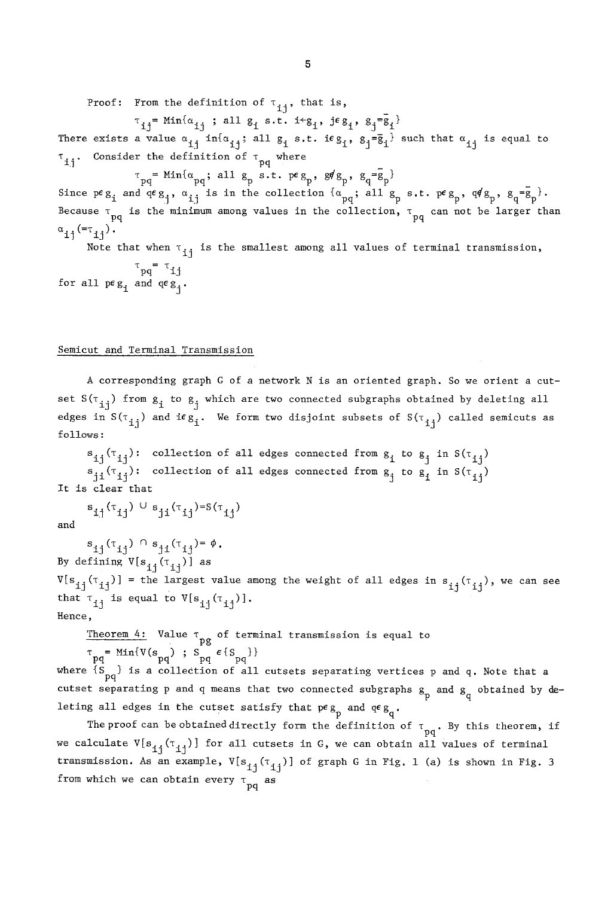Proof: From the definition of $\tau_{ij}$, that is,

$$\tau_{ij} = \text{Min}\{\alpha_{ij} \text{ ; all } g_i \text{ s.t. } i \in g_i,\ j \notin g_i,\ g_j = \bar{g}_i\}$$

There exists a value $\alpha_{ij}$ in $\{\alpha_{ij}$; all $g_i$ s.t. $i \in g_i$, $g_j = \bar{g}_i\}$ such that $\alpha_{ij}$ is equal to $\tau_{ij}$. Consider the definition of $\tau_{pq}$ where

$$\tau_{pq} = \text{Min}\{\alpha_{pq} \text{; all } g_p \text{ s.t. } p \in g_p,\ g \notin g_p,\ g_q = \bar{g}_p\}$$

Since $p \in g_i$ and $q \in g_j$, $\alpha_{ij}$ is in the collection $\{\alpha_{pq}$; all $g_p$ s.t. $p \in g_p$, $q \notin g_p$, $g_q = \bar{g}_p\}$. Because $\tau_{pq}$ is the minimum among values in the collection, $\tau_{pq}$ can not be larger than $\alpha_{ij} (= \tau_{ij})$.

Note that when $\tau_{ij}$ is the smallest among all values of terminal transmission,

$$\tau_{pq} = \tau_{ij}$$

for all $p \in g_i$ and $q \in g_j$.

## Semicut and Terminal Transmission

A corresponding graph G of a network N is an oriented graph. So we orient a cutset $S(\tau_{ij})$ from $g_i$ to $g_j$ which are two connected subgraphs obtained by deleting all edges in $S(\tau_{ij})$ and $i \in g_i$. We form two disjoint subsets of $S(\tau_{ij})$ called semicuts as follows:

$s_{ij}(\tau_{ij})$: collection of all edges connected from $g_i$ to $g_j$ in $S(\tau_{ij})$

$s_{ji}(\tau_{ij})$: collection of all edges connected from $g_j$ to $g_i$ in $S(\tau_{ij})$

It is clear that

$$s_{ij}(\tau_{ij}) \cup s_{ji}(\tau_{ij}) = S(\tau_{ij})$$

and

$$s_{ij}(\tau_{ij}) \cap s_{ji}(\tau_{ij}) = \phi.$$

By defining $V[s_{ij}(\tau_{ij})]$ as

$V[s_{ij}(\tau_{ij})]$ = the largest value among the weight of all edges in $s_{ij}(\tau_{ij})$, we can see that $\tau_{ij}$ is equal to $V[s_{ij}(\tau_{ij})]$.

Hence,

<u>Theorem 4:</u> Value $\tau_{pg}$ of terminal transmission is equal to

$$\tau_{pq} = \text{Min}\{V(s_{pq}) \text{ ; } S_{pq} \in \{S_{pq}\}\}$$

where $\{S_{pq}\}$ is a collection of all cutsets separating vertices p and q. Note that a cutset separating p and q means that two connected subgraphs $g_p$ and $g_q$ obtained by deleting all edges in the cutset satisfy that $p \in g_p$ and $q \in g_q$.

The proof can be obtained directly form the definition of $\tau_{pq}$. By this theorem, if we calculate $V[s_{ij}(\tau_{ij})]$ for all cutsets in G, we can obtain all values of terminal transmission. As an example, $V[s_{ij}(\tau_{ij})]$ of graph G in Fig. 1 (a) is shown in Fig. 3 from which we can obtain every $\tau_{pq}$ as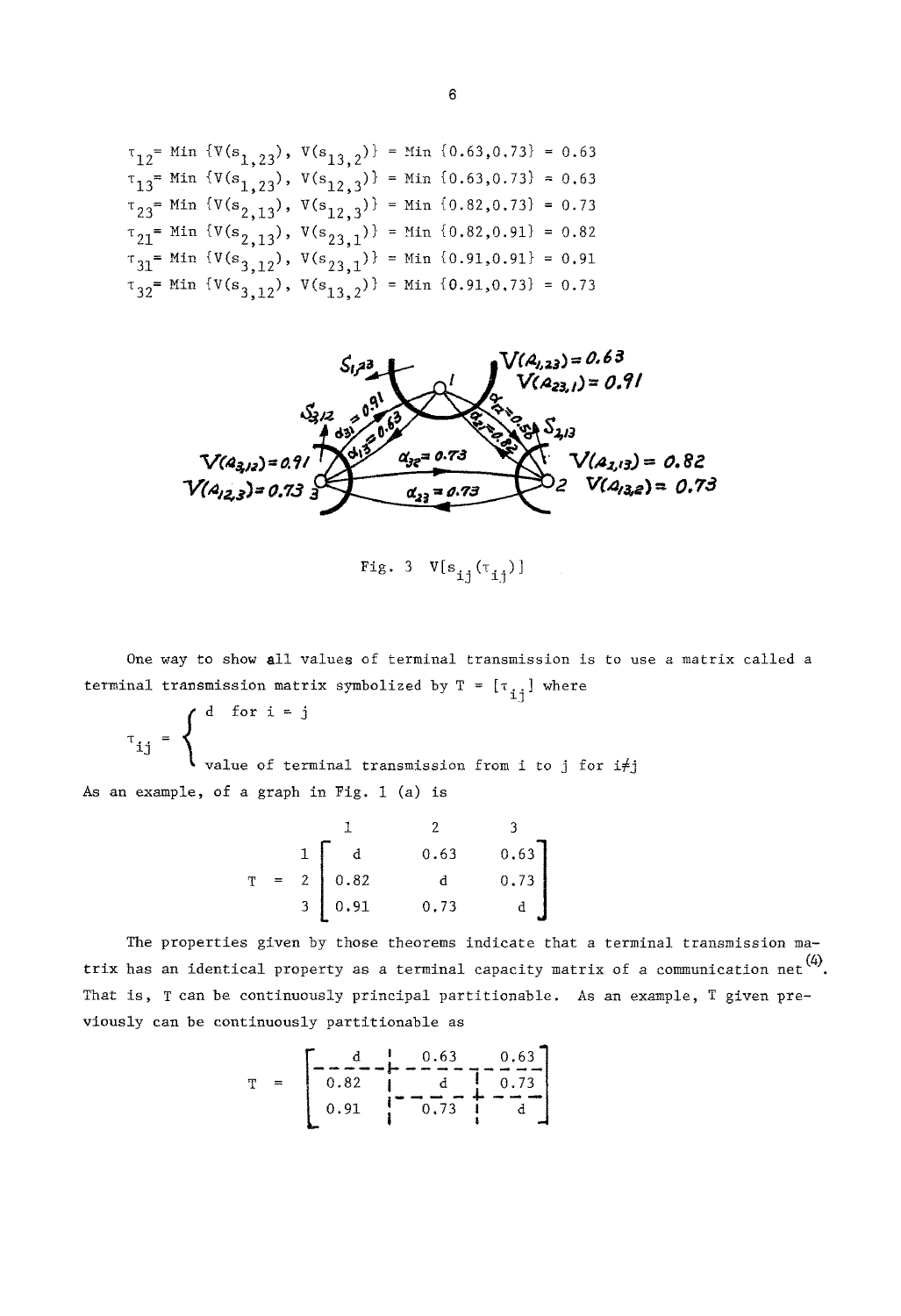$$\tau_{12} = \text{Min}\,\{V(s_{1,23}),\ V(s_{13,2})\} = \text{Min}\,\{0.63, 0.73\} = 0.63$$
$$\tau_{13} = \text{Min}\,\{V(s_{1,23}),\ V(s_{12,3})\} = \text{Min}\,\{0.63, 0.73\} = 0.63$$
$$\tau_{23} = \text{Min}\,\{V(s_{2,13}),\ V(s_{12,3})\} = \text{Min}\,\{0.82, 0.73\} = 0.73$$
$$\tau_{21} = \text{Min}\,\{V(s_{2,13}),\ V(s_{23,1})\} = \text{Min}\,\{0.82, 0.91\} = 0.82$$
$$\tau_{31} = \text{Min}\,\{V(s_{3,12}),\ V(s_{23,1})\} = \text{Min}\,\{0.91, 0.91\} = 0.91$$
$$\tau_{32} = \text{Min}\,\{V(s_{3,12}),\ V(s_{13,2})\} = \text{Min}\,\{0.91, 0.73\} = 0.73$$

Fig. 3 $V[s_{ij}(\tau_{ij})]$

One way to show all values of terminal transmission is to use a matrix called a terminal transmission matrix symbolized by $T = [\tau_{ij}]$ where

$$\tau_{ij} = \begin{cases} d & \text{for } i = j \\ \text{value of terminal transmission from } i \text{ to } j & \text{for } i \neq j \end{cases}$$

As an example, of a graph in Fig. 1 (a) is

$$T = \begin{array}{c} \\ 1 \\ 2 \\ 3 \end{array} \begin{array}{c} \begin{array}{ccc} 1 & 2 & 3 \end{array} \\ \begin{bmatrix} d & 0.63 & 0.63 \\ 0.82 & d & 0.73 \\ 0.91 & 0.73 & d \end{bmatrix} \end{array}$$

The properties given by those theorems indicate that a terminal transmission matrix has an identical property as a terminal capacity matrix of a communication net[4]. That is, T can be continuously principal partitionable. As an example, T given previously can be continuously partitionable as

$$T = \left[\begin{array}{c|c|c} d & 0.63 & 0.63 \\ \hline 0.82 & d & 0.73 \\ \hline 0.91 & 0.73 & d \end{array}\right]$$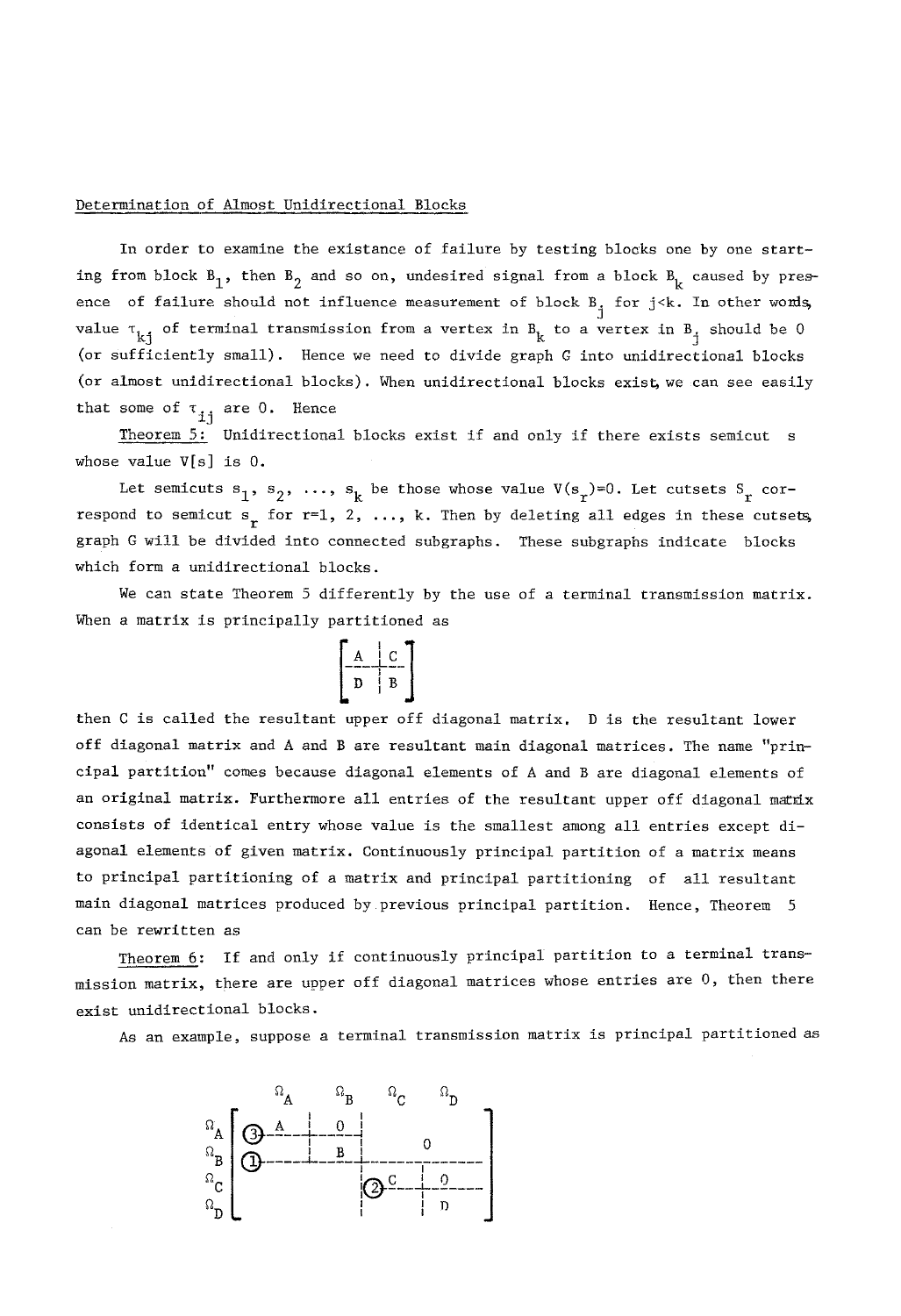Determination of Almost Unidirectional Blocks

In order to examine the existance of failure by testing blocks one by one starting from block $B_1$, then $B_2$ and so on, undesired signal from a block $B_k$ caused by presence of failure should not influence measurement of block $B_j$ for $j<k$. In other words, value $\tau_{kj}$ of terminal transmission from a vertex in $B_k$ to a vertex in $B_j$ should be 0 (or sufficiently small). Hence we need to divide graph G into unidirectional blocks (or almost unidirectional blocks). When unidirectional blocks exist, we can see easily that some of $\tau_{ij}$ are 0. Hence

Theorem 5: Unidirectional blocks exist if and only if there exists semicut s whose value V[s] is 0.

Let semicuts $s_1, s_2, \ldots, s_k$ be those whose value $V(s_r)=0$. Let cutsets $S_r$ correspond to semicut $s_r$ for r=1, 2, ..., k. Then by deleting all edges in these cutsets, graph G will be divided into connected subgraphs. These subgraphs indicate blocks which form a unidirectional blocks.

We can state Theorem 5 differently by the use of a terminal transmission matrix. When a matrix is principally partitioned as

$$\left[\begin{array}{c|c} A & C \\ \hline D & B \end{array}\right]$$

then C is called the resultant upper off diagonal matrix. D is the resultant lower off diagonal matrix and A and B are resultant main diagonal matrices. The name "principal partition" comes because diagonal elements of A and B are diagonal elements of an original matrix. Furthermore all entries of the resultant upper off diagonal matrix consists of identical entry whose value is the smallest among all entries except diagonal elements of given matrix. Continuously principal partition of a matrix means to principal partitioning of a matrix and principal partitioning of all resultant main diagonal matrices produced by previous principal partition. Hence, Theorem 5 can be rewritten as

Theorem 6: If and only if continuously principal partition to a terminal transmission matrix, there are upper off diagonal matrices whose entries are 0, then there exist unidirectional blocks.

As an example, suppose a terminal transmission matrix is principal partitioned as

$$\begin{array}{c} \\ \Omega_A \\ \Omega_B \\ \Omega_C \\ \Omega_D \end{array} \begin{array}{c} \begin{array}{cccc} \Omega_A & \Omega_B & \Omega_C & \Omega_D \end{array} \\ \left[\begin{array}{cc|cc} \textcircled{3}\,A & 0 & & \\ \hline \textcircled{1} & B & \multicolumn{2}{c}{0} \\ \hline & & \textcircled{2}\,C & 0 \\ \hline & & & D \end{array}\right] \end{array}$$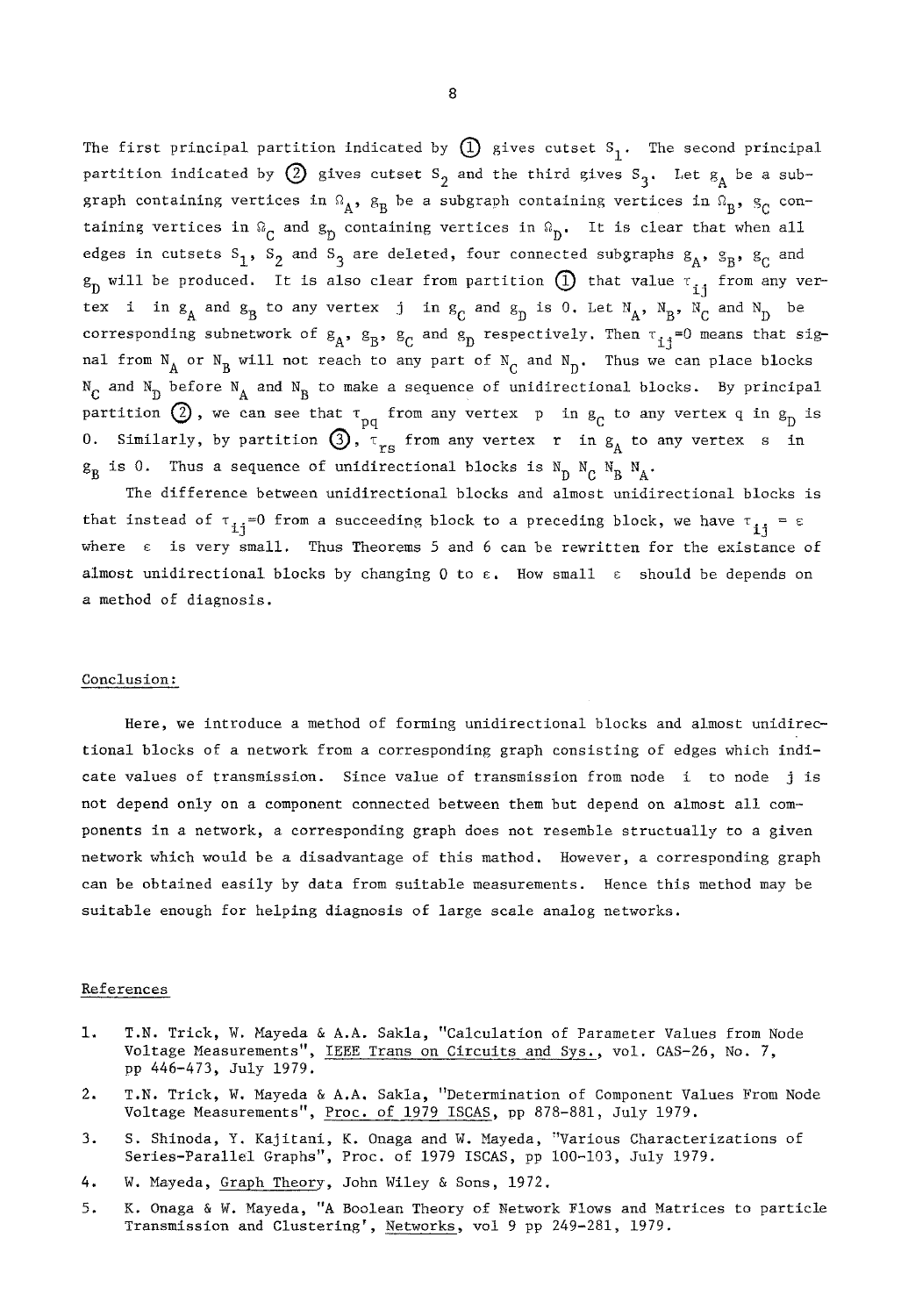The first principal partition indicated by ① gives cutset $S_1$. The second principal partition indicated by ② gives cutset $S_2$ and the third gives $S_3$. Let $g_A$ be a subgraph containing vertices in $\Omega_A$, $g_B$ be a subgraph containing vertices in $\Omega_B$, $g_C$ containing vertices in $\Omega_C$ and $g_D$ containing vertices in $\Omega_D$. It is clear that when all edges in cutsets $S_1$, $S_2$ and $S_3$ are deleted, four connected subgraphs $g_A$, $g_B$, $g_C$ and $g_D$ will be produced. It is also clear from partition ① that value $\tau_{ij}$ from any vertex $i$ in $g_A$ and $g_B$ to any vertex $j$ in $g_C$ and $g_D$ is 0. Let $N_A$, $N_B$, $N_C$ and $N_D$ be corresponding subnetwork of $g_A$, $g_B$, $g_C$ and $g_D$ respectively. Then $\tau_{ij}=0$ means that signal from $N_A$ or $N_B$ will not reach to any part of $N_C$ and $N_D$. Thus we can place blocks $N_C$ and $N_D$ before $N_A$ and $N_B$ to make a sequence of unidirectional blocks. By principal partition ②, we can see that $\tau_{pq}$ from any vertex $p$ in $g_C$ to any vertex $q$ in $g_D$ is 0. Similarly, by partition ③, $\tau_{rs}$ from any vertex $r$ in $g_A$ to any vertex $s$ in $g_B$ is 0. Thus a sequence of unidirectional blocks is $N_D$ $N_C$ $N_B$ $N_A$.

The difference between unidirectional blocks and almost unidirectional blocks is that instead of $\tau_{ij}=0$ from a succeeding block to a preceding block, we have $\tau_{ij} = \varepsilon$ where $\varepsilon$ is very small. Thus Theorems 5 and 6 can be rewritten for the existance of almost unidirectional blocks by changing 0 to $\varepsilon$. How small $\varepsilon$ should be depends on a method of diagnosis.

## Conclusion:

Here, we introduce a method of forming unidirectional blocks and almost unidirectional blocks of a network from a corresponding graph consisting of edges which indicate values of transmission. Since value of transmission from node $i$ to node $j$ is not depend only on a component connected between them but depend on almost all components in a network, a corresponding graph does not resemble structually to a given network which would be a disadvantage of this mathod. However, a corresponding graph can be obtained easily by data from suitable measurements. Hence this method may be suitable enough for helping diagnosis of large scale analog networks.

## References

1. T.N. Trick, W. Mayeda & A.A. Sakla, "Calculation of Parameter Values from Node Voltage Measurements", IEEE Trans on Circuits and Sys., vol. CAS-26, No. 7, pp 446-473, July 1979.
2. T.N. Trick, W. Mayeda & A.A. Sakla, "Determination of Component Values From Node Voltage Measurements", Proc. of 1979 ISCAS, pp 878-881, July 1979.
3. S. Shinoda, Y. Kajitani, K. Onaga and W. Mayeda, "Various Characterizations of Series-Parallel Graphs", Proc. of 1979 ISCAS, pp 100-103, July 1979.
4. W. Mayeda, Graph Theory, John Wiley & Sons, 1972.
5. K. Onaga & W. Mayeda, "A Boolean Theory of Network Flows and Matrices to particle Transmission and Clustering', Networks, vol 9 pp 249-281, 1979.